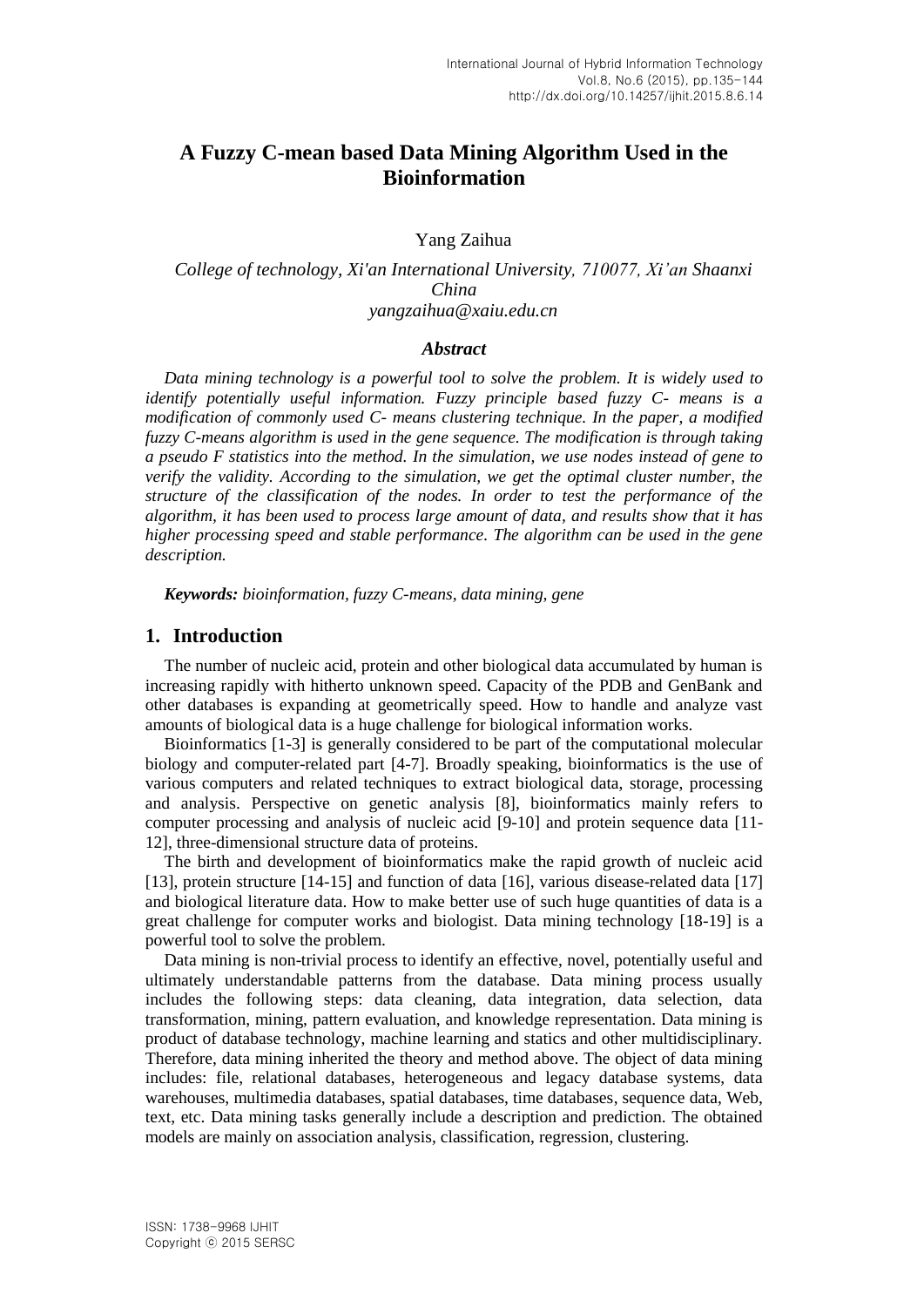# A Fuzzy C-mean based Data Mining Algorithm Used in the Bioinformation

Yang Zaihua

*College of technology, Xi'an International University, 710077, Xi'an Shaanxi China*
*yangzaihua@xaiu.edu.cn*

### *Abstract*

*Data mining technology is a powerful tool to solve the problem. It is widely used to identify potentially useful information. Fuzzy principle based fuzzy C- means is a modification of commonly used C- means clustering technique. In the paper, a modified fuzzy C-means algorithm is used in the gene sequence. The modification is through taking a pseudo F statistics into the method. In the simulation, we use nodes instead of gene to verify the validity. According to the simulation, we get the optimal cluster number, the structure of the classification of the nodes. In order to test the performance of the algorithm, it has been used to process large amount of data, and results show that it has higher processing speed and stable performance. The algorithm can be used in the gene description.*

***Keywords:*** *bioinformation, fuzzy C-means, data mining, gene*

## 1. Introduction

The number of nucleic acid, protein and other biological data accumulated by human is increasing rapidly with hitherto unknown speed. Capacity of the PDB and GenBank and other databases is expanding at geometrically speed. How to handle and analyze vast amounts of biological data is a huge challenge for biological information works.

Bioinformatics [1-3] is generally considered to be part of the computational molecular biology and computer-related part [4-7]. Broadly speaking, bioinformatics is the use of various computers and related techniques to extract biological data, storage, processing and analysis. Perspective on genetic analysis [8], bioinformatics mainly refers to computer processing and analysis of nucleic acid [9-10] and protein sequence data [11-12], three-dimensional structure data of proteins.

The birth and development of bioinformatics make the rapid growth of nucleic acid [13], protein structure [14-15] and function of data [16], various disease-related data [17] and biological literature data. How to make better use of such huge quantities of data is a great challenge for computer works and biologist. Data mining technology [18-19] is a powerful tool to solve the problem.

Data mining is non-trivial process to identify an effective, novel, potentially useful and ultimately understandable patterns from the database. Data mining process usually includes the following steps: data cleaning, data integration, data selection, data transformation, mining, pattern evaluation, and knowledge representation. Data mining is product of database technology, machine learning and statics and other multidisciplinary. Therefore, data mining inherited the theory and method above. The object of data mining includes: file, relational databases, heterogeneous and legacy database systems, data warehouses, multimedia databases, spatial databases, time databases, sequence data, Web, text, etc. Data mining tasks generally include a description and prediction. The obtained models are mainly on association analysis, classification, regression, clustering.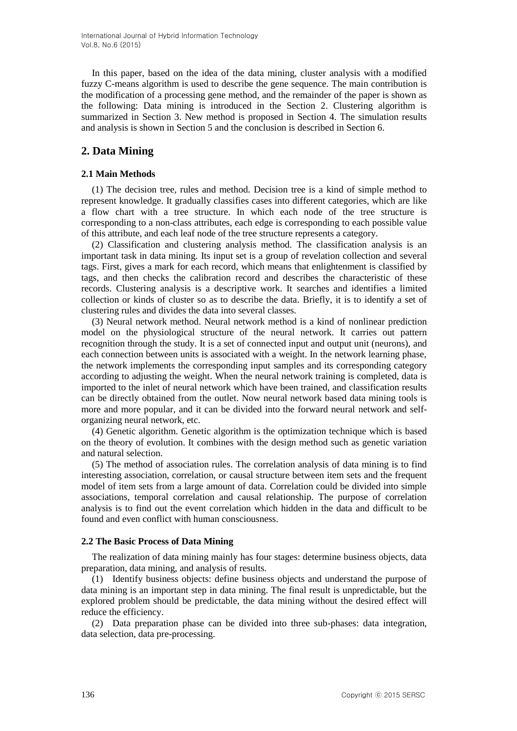In this paper, based on the idea of the data mining, cluster analysis with a modified fuzzy C-means algorithm is used to describe the gene sequence. The main contribution is the modification of a processing gene method, and the remainder of the paper is shown as the following: Data mining is introduced in the Section 2. Clustering algorithm is summarized in Section 3. New method is proposed in Section 4. The simulation results and analysis is shown in Section 5 and the conclusion is described in Section 6.

## 2. Data Mining

### 2.1 Main Methods

(1) The decision tree, rules and method. Decision tree is a kind of simple method to represent knowledge. It gradually classifies cases into different categories, which are like a flow chart with a tree structure. In which each node of the tree structure is corresponding to a non-class attributes, each edge is corresponding to each possible value of this attribute, and each leaf node of the tree structure represents a category.

(2) Classification and clustering analysis method. The classification analysis is an important task in data mining. Its input set is a group of revelation collection and several tags. First, gives a mark for each record, which means that enlightenment is classified by tags, and then checks the calibration record and describes the characteristic of these records. Clustering analysis is a descriptive work. It searches and identifies a limited collection or kinds of cluster so as to describe the data. Briefly, it is to identify a set of clustering rules and divides the data into several classes.

(3) Neural network method. Neural network method is a kind of nonlinear prediction model on the physiological structure of the neural network. It carries out pattern recognition through the study. It is a set of connected input and output unit (neurons), and each connection between units is associated with a weight. In the network learning phase, the network implements the corresponding input samples and its corresponding category according to adjusting the weight. When the neural network training is completed, data is imported to the inlet of neural network which have been trained, and classification results can be directly obtained from the outlet. Now neural network based data mining tools is more and more popular, and it can be divided into the forward neural network and self-organizing neural network, etc.

(4) Genetic algorithm. Genetic algorithm is the optimization technique which is based on the theory of evolution. It combines with the design method such as genetic variation and natural selection.

(5) The method of association rules. The correlation analysis of data mining is to find interesting association, correlation, or causal structure between item sets and the frequent model of item sets from a large amount of data. Correlation could be divided into simple associations, temporal correlation and causal relationship. The purpose of correlation analysis is to find out the event correlation which hidden in the data and difficult to be found and even conflict with human consciousness.

### 2.2 The Basic Process of Data Mining

The realization of data mining mainly has four stages: determine business objects, data preparation, data mining, and analysis of results.

(1) Identify business objects: define business objects and understand the purpose of data mining is an important step in data mining. The final result is unpredictable, but the explored problem should be predictable, the data mining without the desired effect will reduce the efficiency.

(2) Data preparation phase can be divided into three sub-phases: data integration, data selection, data pre-processing.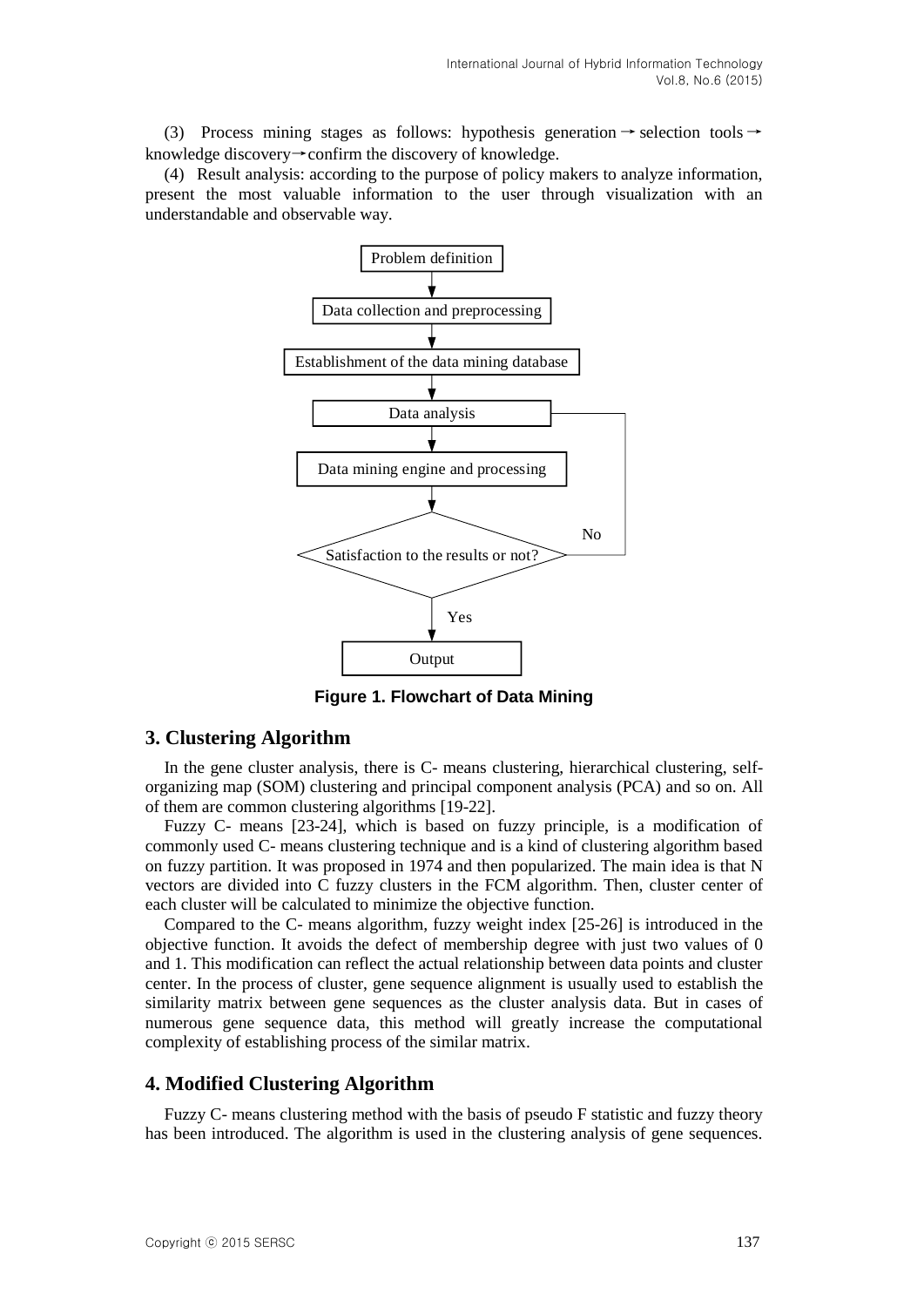(3) Process mining stages as follows: hypothesis generation→selection tools→knowledge discovery→confirm the discovery of knowledge.

(4) Result analysis: according to the purpose of policy makers to analyze information, present the most valuable information to the user through visualization with an understandable and observable way.

```
Problem definition
        ↓
Data collection and preprocessing
        ↓
Establishment of the data mining database
        ↓
Data analysis  ←──────────────┐
        ↓                     │
Data mining engine and processing
        ↓                     │
Satisfaction to the results or not? ── No
        ↓ Yes
Output
```

**Figure 1. Flowchart of Data Mining**

## 3. Clustering Algorithm

In the gene cluster analysis, there is C- means clustering, hierarchical clustering, self-organizing map (SOM) clustering and principal component analysis (PCA) and so on. All of them are common clustering algorithms [19-22].

Fuzzy C- means [23-24], which is based on fuzzy principle, is a modification of commonly used C- means clustering technique and is a kind of clustering algorithm based on fuzzy partition. It was proposed in 1974 and then popularized. The main idea is that N vectors are divided into C fuzzy clusters in the FCM algorithm. Then, cluster center of each cluster will be calculated to minimize the objective function.

Compared to the C- means algorithm, fuzzy weight index [25-26] is introduced in the objective function. It avoids the defect of membership degree with just two values of 0 and 1. This modification can reflect the actual relationship between data points and cluster center. In the process of cluster, gene sequence alignment is usually used to establish the similarity matrix between gene sequences as the cluster analysis data. But in cases of numerous gene sequence data, this method will greatly increase the computational complexity of establishing process of the similar matrix.

## 4. Modified Clustering Algorithm

Fuzzy C- means clustering method with the basis of pseudo F statistic and fuzzy theory has been introduced. The algorithm is used in the clustering analysis of gene sequences.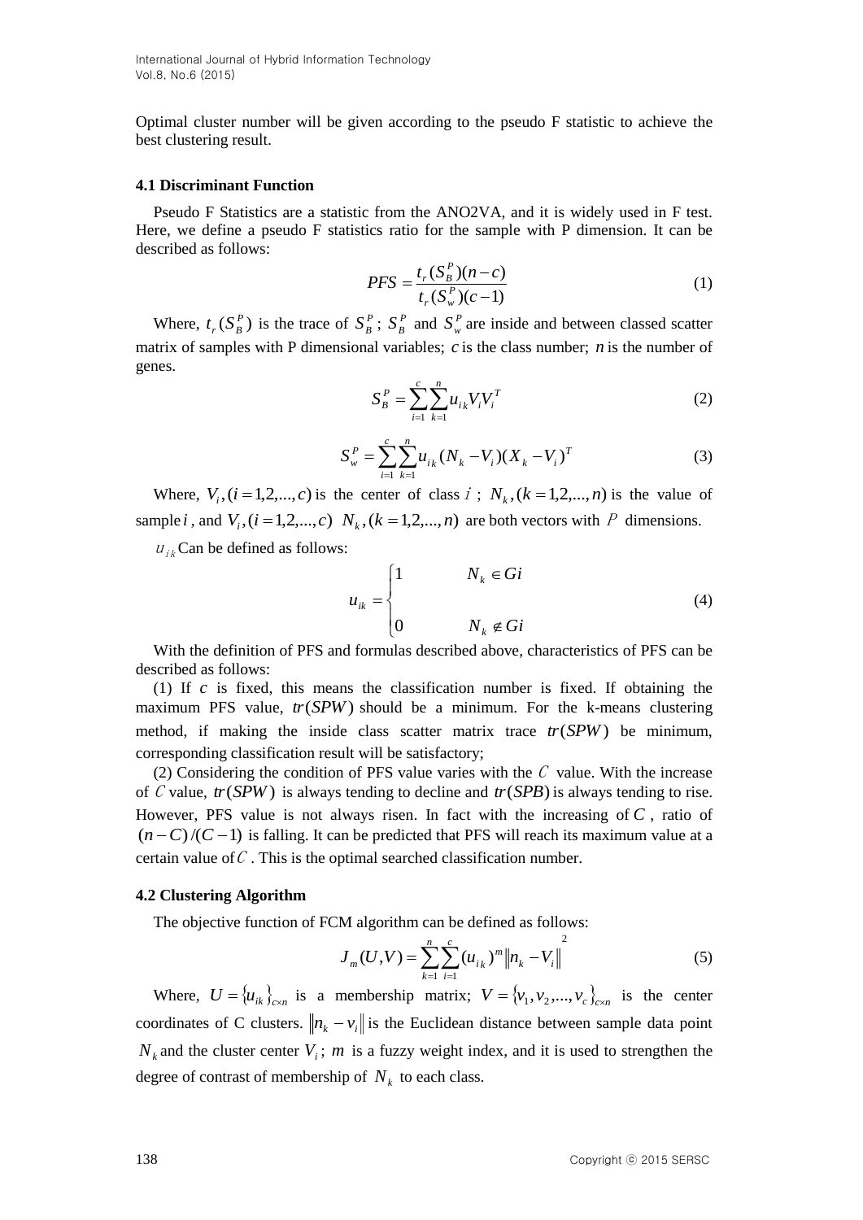Optimal cluster number will be given according to the pseudo F statistic to achieve the best clustering result.

### 4.1 Discriminant Function

Pseudo F Statistics are a statistic from the ANO2VA, and it is widely used in F test. Here, we define a pseudo F statistics ratio for the sample with P dimension. It can be described as follows:

$$PFS = \frac{t_r(S_B^P)(n-c)}{t_r(S_w^P)(c-1)} \tag{1}$$

Where, $t_r(S_B^P)$ is the trace of $S_B^P$; $S_B^P$ and $S_w^P$ are inside and between classed scatter matrix of samples with P dimensional variables; $c$ is the class number; $n$ is the number of genes.

$$S_B^P = \sum_{i=1}^{c}\sum_{k=1}^{n} u_{ik} V_i V_i^T \tag{2}$$

$$S_w^P = \sum_{i=1}^{c}\sum_{k=1}^{n} u_{ik}(N_k - V_i)(X_k - V_i)^T \tag{3}$$

Where, $V_i, (i = 1,2,...,c)$ is the center of class $i$; $N_k, (k = 1,2,...,n)$ is the value of sample $i$, and $V_i, (i = 1,2,...,c)$ $N_k, (k = 1,2,...,n)$ are both vectors with $P$ dimensions.

$u_{ik}$ Can be defined as follows:

$$u_{ik} = \begin{cases} 1 & N_k \in Gi \\ 0 & N_k \notin Gi \end{cases} \tag{4}$$

With the definition of PFS and formulas described above, characteristics of PFS can be described as follows:

(1) If $c$ is fixed, this means the classification number is fixed. If obtaining the maximum PFS value, $tr(SPW)$ should be a minimum. For the k-means clustering method, if making the inside class scatter matrix trace $tr(SPW)$ be minimum, corresponding classification result will be satisfactory;

(2) Considering the condition of PFS value varies with the $C$ value. With the increase of $C$ value, $tr(SPW)$ is always tending to decline and $tr(SPB)$ is always tending to rise. However, PFS value is not always risen. In fact with the increasing of $C$, ratio of $(n-C)/(C-1)$ is falling. It can be predicted that PFS will reach its maximum value at a certain value of $C$. This is the optimal searched classification number.

### 4.2 Clustering Algorithm

The objective function of FCM algorithm can be defined as follows:

$$J_m(U,V) = \sum_{k=1}^{n}\sum_{i=1}^{c}(u_{ik})^m \left\|n_k - V_i\right\|^2 \tag{5}$$

Where, $U = \{u_{ik}\}_{c \times n}$ is a membership matrix; $V = \{v_1, v_2, ..., v_c\}_{c \times n}$ is the center coordinates of C clusters. $\|n_k - v_i\|$ is the Euclidean distance between sample data point $N_k$ and the cluster center $V_i$; $m$ is a fuzzy weight index, and it is used to strengthen the degree of contrast of membership of $N_k$ to each class.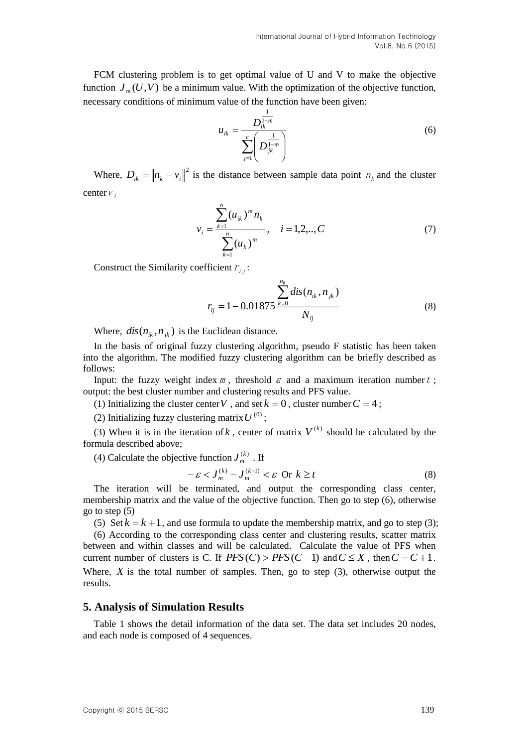FCM clustering problem is to get optimal value of U and V to make the objective function $J_m(U,V)$ be a minimum value. With the optimization of the objective function, necessary conditions of minimum value of the function have been given:

$$u_{ik} = \frac{D_{ik}^{\frac{1}{1-m}}}{\sum_{j=1}^{c}\left(D_{jk}^{\frac{1}{1-m}}\right)} \tag{6}$$

Where, $D_{ik} = \|n_k - v_i\|^2$ is the distance between sample data point $n_k$ and the cluster center $v_i$

$$v_i = \frac{\sum_{k=1}^{n}(u_{ik})^m n_k}{\sum_{k=1}^{n}(u_k)^m}, \quad i = 1,2,..,C \tag{7}$$

Construct the Similarity coefficient $r_{i,j}$:

$$r_{ij} = 1 - 0.01875\frac{\sum_{k=0}^{n_{ij}} dis(n_{ik}, n_{jk})}{N_{ij}} \tag{8}$$

Where, $dis(n_{ik}, n_{jk})$ is the Euclidean distance.

In the basis of original fuzzy clustering algorithm, pseudo F statistic has been taken into the algorithm. The modified fuzzy clustering algorithm can be briefly described as follows:

Input: the fuzzy weight index $m$, threshold $\varepsilon$ and a maximum iteration number $t$; output: the best cluster number and clustering results and PFS value.

(1) Initializing the cluster center $V$, and set $k = 0$, cluster number $C = 4$;

(2) Initializing fuzzy clustering matrix $U^{(0)}$;

(3) When it is in the iteration of $k$, center of matrix $V^{(k)}$ should be calculated by the formula described above;

(4) Calculate the objective function $J_m^{(k)}$. If

$$-\varepsilon < J_m^{(k)} - J_m^{(k-1)} < \varepsilon \text{ Or } k \geq t \tag{8}$$

The iteration will be terminated, and output the corresponding class center, membership matrix and the value of the objective function. Then go to step (6), otherwise go to step (5)

(5) Set $k = k+1$, and use formula to update the membership matrix, and go to step (3);

(6) According to the corresponding class center and clustering results, scatter matrix between and within classes and will be calculated. Calculate the value of PFS when current number of clusters is C. If $PFS(C) > PFS(C-1)$ and $C \leq X$, then $C = C+1$. Where, $X$ is the total number of samples. Then, go to step (3), otherwise output the results.

## 5. Analysis of Simulation Results

Table 1 shows the detail information of the data set. The data set includes 20 nodes, and each node is composed of 4 sequences.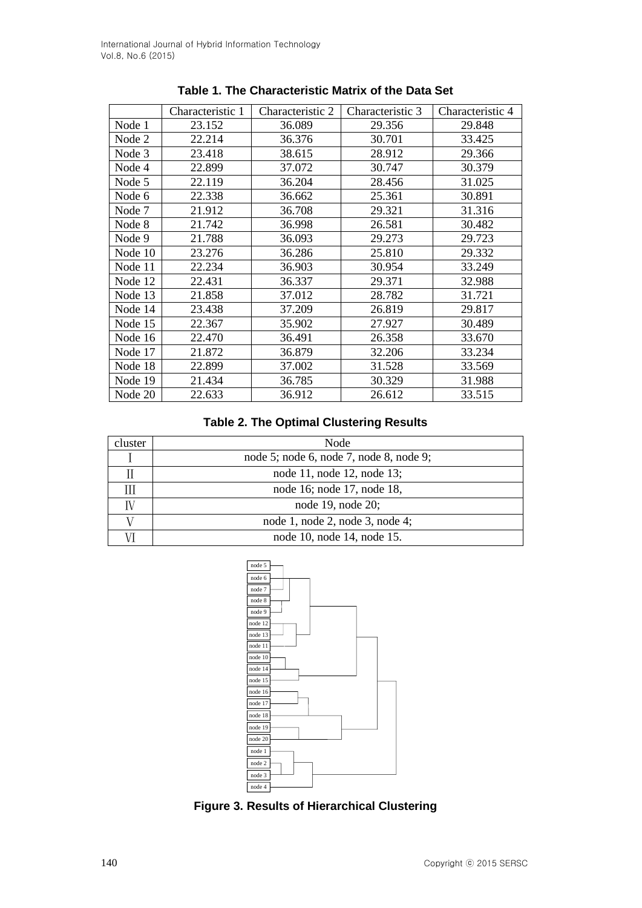**Table 1. The Characteristic Matrix of the Data Set**

| | Characteristic 1 | Characteristic 2 | Characteristic 3 | Characteristic 4 |
|---|---|---|---|---|
| Node 1 | 23.152 | 36.089 | 29.356 | 29.848 |
| Node 2 | 22.214 | 36.376 | 30.701 | 33.425 |
| Node 3 | 23.418 | 38.615 | 28.912 | 29.366 |
| Node 4 | 22.899 | 37.072 | 30.747 | 30.379 |
| Node 5 | 22.119 | 36.204 | 28.456 | 31.025 |
| Node 6 | 22.338 | 36.662 | 25.361 | 30.891 |
| Node 7 | 21.912 | 36.708 | 29.321 | 31.316 |
| Node 8 | 21.742 | 36.998 | 26.581 | 30.482 |
| Node 9 | 21.788 | 36.093 | 29.273 | 29.723 |
| Node 10 | 23.276 | 36.286 | 25.810 | 29.332 |
| Node 11 | 22.234 | 36.903 | 30.954 | 33.249 |
| Node 12 | 22.431 | 36.337 | 29.371 | 32.988 |
| Node 13 | 21.858 | 37.012 | 28.782 | 31.721 |
| Node 14 | 23.438 | 37.209 | 26.819 | 29.817 |
| Node 15 | 22.367 | 35.902 | 27.927 | 30.489 |
| Node 16 | 22.470 | 36.491 | 26.358 | 33.670 |
| Node 17 | 21.872 | 36.879 | 32.206 | 33.234 |
| Node 18 | 22.899 | 37.002 | 31.528 | 33.569 |
| Node 19 | 21.434 | 36.785 | 30.329 | 31.988 |
| Node 20 | 22.633 | 36.912 | 26.612 | 33.515 |

**Table 2. The Optimal Clustering Results**

| cluster | Node |
|---|---|
| Ⅰ | node 5; node 6, node 7, node 8, node 9; |
| Ⅱ | node 11, node 12, node 13; |
| Ⅲ | node 16; node 17, node 18, |
| Ⅳ | node 19, node 20; |
| Ⅴ | node 1, node 2, node 3, node 4; |
| Ⅵ | node 10, node 14, node 15. |

**Figure 3. Results of Hierarchical Clustering**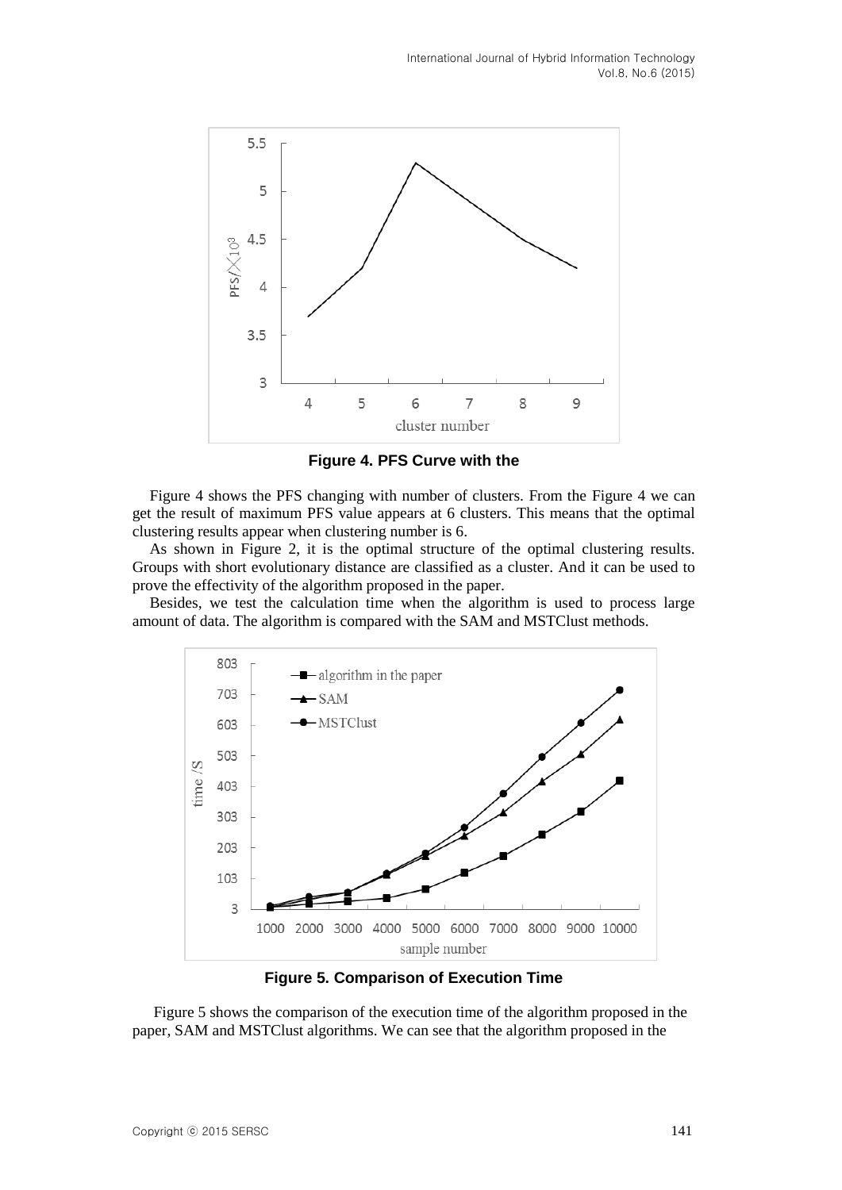**Figure 4. PFS Curve with the**

Figure 4 shows the PFS changing with number of clusters. From the Figure 4 we can get the result of maximum PFS value appears at 6 clusters. This means that the optimal clustering results appear when clustering number is 6.

As shown in Figure 2, it is the optimal structure of the optimal clustering results. Groups with short evolutionary distance are classified as a cluster. And it can be used to prove the effectivity of the algorithm proposed in the paper.

Besides, we test the calculation time when the algorithm is used to process large amount of data. The algorithm is compared with the SAM and MSTClust methods.

**Figure 5. Comparison of Execution Time**

Figure 5 shows the comparison of the execution time of the algorithm proposed in the paper, SAM and MSTClust algorithms. We can see that the algorithm proposed in the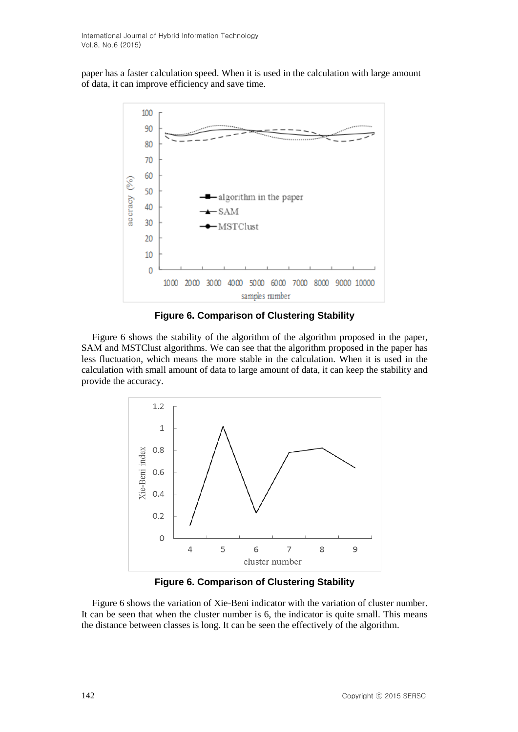paper has a faster calculation speed. When it is used in the calculation with large amount of data, it can improve efficiency and save time.

**Figure 6. Comparison of Clustering Stability**

Figure 6 shows the stability of the algorithm of the algorithm proposed in the paper, SAM and MSTClust algorithms. We can see that the algorithm proposed in the paper has less fluctuation, which means the more stable in the calculation. When it is used in the calculation with small amount of data to large amount of data, it can keep the stability and provide the accuracy.

**Figure 6. Comparison of Clustering Stability**

Figure 6 shows the variation of Xie-Beni indicator with the variation of cluster number. It can be seen that when the cluster number is 6, the indicator is quite small. This means the distance between classes is long. It can be seen the effectively of the algorithm.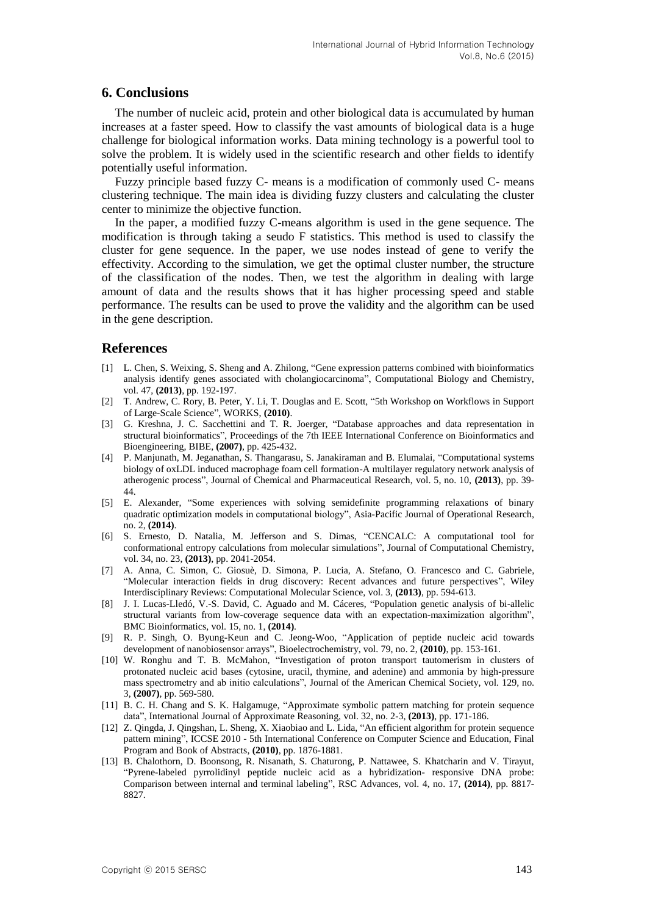## 6. Conclusions

The number of nucleic acid, protein and other biological data is accumulated by human increases at a faster speed. How to classify the vast amounts of biological data is a huge challenge for biological information works. Data mining technology is a powerful tool to solve the problem. It is widely used in the scientific research and other fields to identify potentially useful information.

Fuzzy principle based fuzzy C- means is a modification of commonly used C- means clustering technique. The main idea is dividing fuzzy clusters and calculating the cluster center to minimize the objective function.

In the paper, a modified fuzzy C-means algorithm is used in the gene sequence. The modification is through taking a seudo F statistics. This method is used to classify the cluster for gene sequence. In the paper, we use nodes instead of gene to verify the effectivity. According to the simulation, we get the optimal cluster number, the structure of the classification of the nodes. Then, we test the algorithm in dealing with large amount of data and the results shows that it has higher processing speed and stable performance. The results can be used to prove the validity and the algorithm can be used in the gene description.

## References

[1] L. Chen, S. Weixing, S. Sheng and A. Zhilong, "Gene expression patterns combined with bioinformatics analysis identify genes associated with cholangiocarcinoma", Computational Biology and Chemistry, vol. 47, **(2013)**, pp. 192-197.

[2] T. Andrew, C. Rory, B. Peter, Y. Li, T. Douglas and E. Scott, "5th Workshop on Workflows in Support of Large-Scale Science", WORKS, **(2010)**.

[3] G. Kreshna, J. C. Sacchettini and T. R. Joerger, "Database approaches and data representation in structural bioinformatics", Proceedings of the 7th IEEE International Conference on Bioinformatics and Bioengineering, BIBE, **(2007)**, pp. 425-432.

[4] P. Manjunath, M. Jeganathan, S. Thangarasu, S. Janakiraman and B. Elumalai, "Computational systems biology of oxLDL induced macrophage foam cell formation-A multilayer regulatory network analysis of atherogenic process", Journal of Chemical and Pharmaceutical Research, vol. 5, no. 10, **(2013)**, pp. 39-44.

[5] E. Alexander, "Some experiences with solving semidefinite programming relaxations of binary quadratic optimization models in computational biology", Asia-Pacific Journal of Operational Research, no. 2, **(2014)**.

[6] S. Ernesto, D. Natalia, M. Jefferson and S. Dimas, "CENCALC: A computational tool for conformational entropy calculations from molecular simulations", Journal of Computational Chemistry, vol. 34, no. 23, **(2013)**, pp. 2041-2054.

[7] A. Anna, C. Simon, C. Giosuè, D. Simona, P. Lucia, A. Stefano, O. Francesco and C. Gabriele, "Molecular interaction fields in drug discovery: Recent advances and future perspectives", Wiley Interdisciplinary Reviews: Computational Molecular Science, vol. 3, **(2013)**, pp. 594-613.

[8] J. I. Lucas-Lledó, V.-S. David, C. Aguado and M. Cáceres, "Population genetic analysis of bi-allelic structural variants from low-coverage sequence data with an expectation-maximization algorithm", BMC Bioinformatics, vol. 15, no. 1, **(2014)**.

[9] R. P. Singh, O. Byung-Keun and C. Jeong-Woo, "Application of peptide nucleic acid towards development of nanobiosensor arrays", Bioelectrochemistry, vol. 79, no. 2, **(2010)**, pp. 153-161.

[10] W. Ronghu and T. B. McMahon, "Investigation of proton transport tautomerism in clusters of protonated nucleic acid bases (cytosine, uracil, thymine, and adenine) and ammonia by high-pressure mass spectrometry and ab initio calculations", Journal of the American Chemical Society, vol. 129, no. 3, **(2007)**, pp. 569-580.

[11] B. C. H. Chang and S. K. Halgamuge, "Approximate symbolic pattern matching for protein sequence data", International Journal of Approximate Reasoning, vol. 32, no. 2-3, **(2013)**, pp. 171-186.

[12] Z. Qingda, J. Qingshan, L. Sheng, X. Xiaobiao and L. Lida, "An efficient algorithm for protein sequence pattern mining", ICCSE 2010 - 5th International Conference on Computer Science and Education, Final Program and Book of Abstracts, **(2010)**, pp. 1876-1881.

[13] B. Chalothorn, D. Boonsong, R. Nisanath, S. Chaturong, P. Nattawee, S. Khatcharin and V. Tirayut, "Pyrene-labeled pyrrolidinyl peptide nucleic acid as a hybridization- responsive DNA probe: Comparison between internal and terminal labeling", RSC Advances, vol. 4, no. 17, **(2014)**, pp. 8817-8827.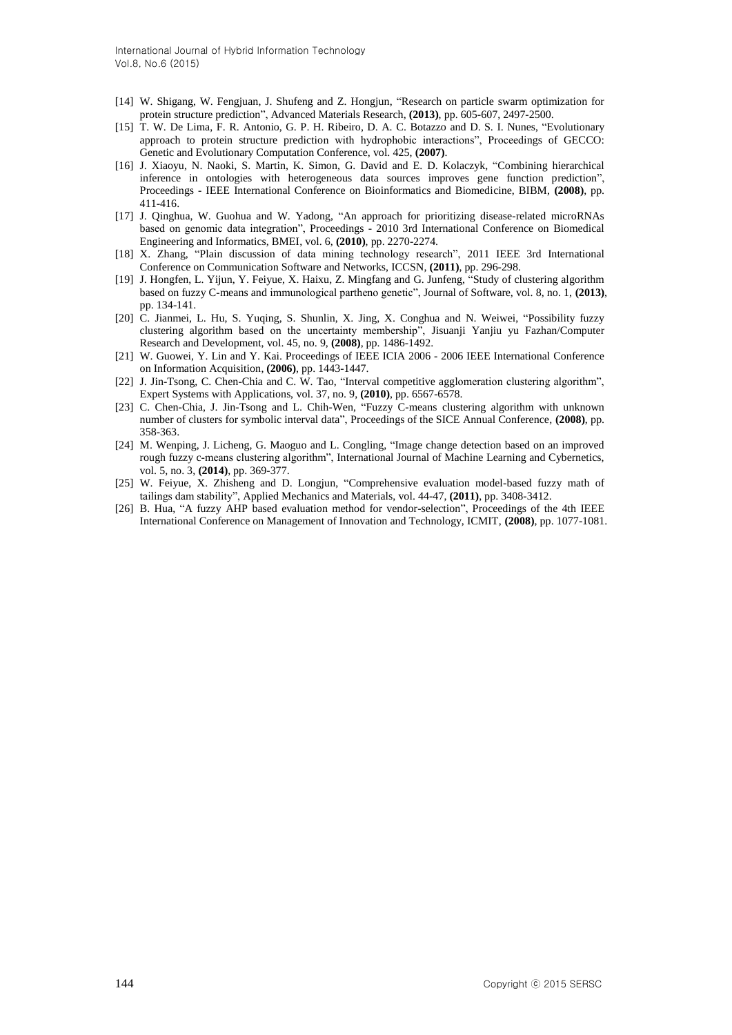[14] W. Shigang, W. Fengjuan, J. Shufeng and Z. Hongjun, "Research on particle swarm optimization for protein structure prediction", Advanced Materials Research, **(2013)**, pp. 605-607, 2497-2500.

[15] T. W. De Lima, F. R. Antonio, G. P. H. Ribeiro, D. A. C. Botazzo and D. S. I. Nunes, "Evolutionary approach to protein structure prediction with hydrophobic interactions", Proceedings of GECCO: Genetic and Evolutionary Computation Conference, vol. 425, **(2007)**.

[16] J. Xiaoyu, N. Naoki, S. Martin, K. Simon, G. David and E. D. Kolaczyk, "Combining hierarchical inference in ontologies with heterogeneous data sources improves gene function prediction", Proceedings - IEEE International Conference on Bioinformatics and Biomedicine, BIBM, **(2008)**, pp. 411-416.

[17] J. Qinghua, W. Guohua and W. Yadong, "An approach for prioritizing disease-related microRNAs based on genomic data integration", Proceedings - 2010 3rd International Conference on Biomedical Engineering and Informatics, BMEI, vol. 6, **(2010)**, pp. 2270-2274.

[18] X. Zhang, "Plain discussion of data mining technology research", 2011 IEEE 3rd International Conference on Communication Software and Networks, ICCSN, **(2011)**, pp. 296-298.

[19] J. Hongfen, L. Yijun, Y. Feiyue, X. Haixu, Z. Mingfang and G. Junfeng, "Study of clustering algorithm based on fuzzy C-means and immunological partheno genetic", Journal of Software, vol. 8, no. 1, **(2013)**, pp. 134-141.

[20] C. Jianmei, L. Hu, S. Yuqing, S. Shunlin, X. Jing, X. Conghua and N. Weiwei, "Possibility fuzzy clustering algorithm based on the uncertainty membership", Jisuanji Yanjiu yu Fazhan/Computer Research and Development, vol. 45, no. 9, **(2008)**, pp. 1486-1492.

[21] W. Guowei, Y. Lin and Y. Kai. Proceedings of IEEE ICIA 2006 - 2006 IEEE International Conference on Information Acquisition, **(2006)**, pp. 1443-1447.

[22] J. Jin-Tsong, C. Chen-Chia and C. W. Tao, "Interval competitive agglomeration clustering algorithm", Expert Systems with Applications, vol. 37, no. 9, **(2010)**, pp. 6567-6578.

[23] C. Chen-Chia, J. Jin-Tsong and L. Chih-Wen, "Fuzzy C-means clustering algorithm with unknown number of clusters for symbolic interval data", Proceedings of the SICE Annual Conference, **(2008)**, pp. 358-363.

[24] M. Wenping, J. Licheng, G. Maoguo and L. Congling, "Image change detection based on an improved rough fuzzy c-means clustering algorithm", International Journal of Machine Learning and Cybernetics, vol. 5, no. 3, **(2014)**, pp. 369-377.

[25] W. Feiyue, X. Zhisheng and D. Longjun, "Comprehensive evaluation model-based fuzzy math of tailings dam stability", Applied Mechanics and Materials, vol. 44-47, **(2011)**, pp. 3408-3412.

[26] B. Hua, "A fuzzy AHP based evaluation method for vendor-selection", Proceedings of the 4th IEEE International Conference on Management of Innovation and Technology, ICMIT, **(2008)**, pp. 1077-1081.